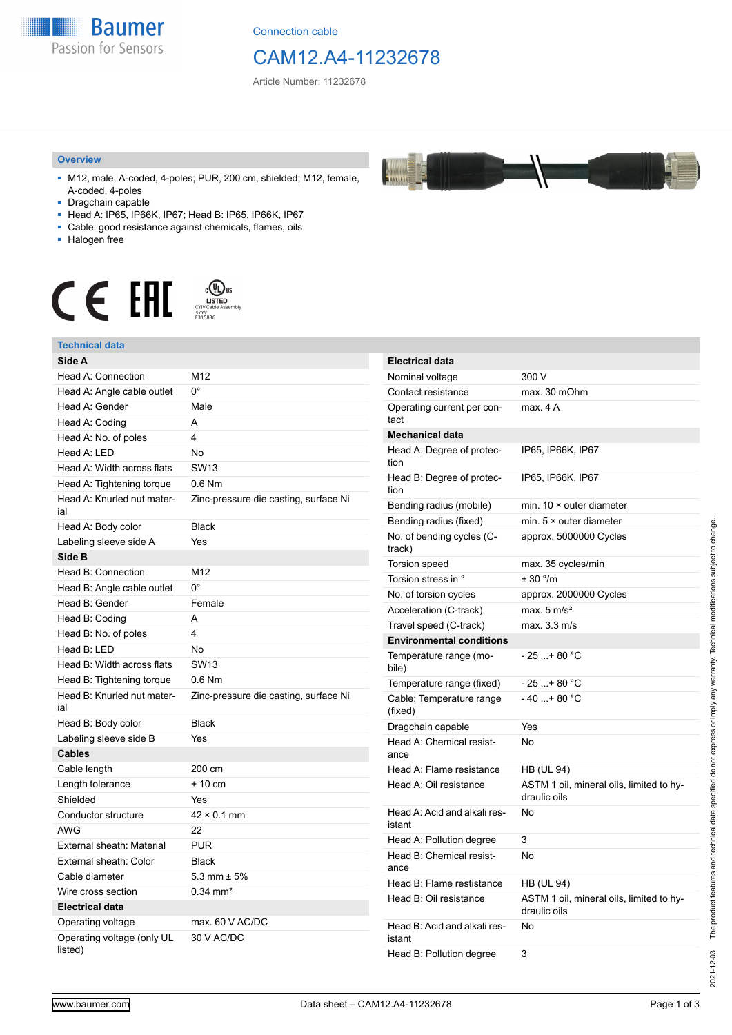Connection cable

# CAM12.A4-11232678

Article Number: 11232678

## Overview

- M12, male, A-coded, 4-poles; PUR, 200 cm, shielded; M12, female, A-coded, 4-poles
- Dragchain capable
- Head A: IP65, IP66K, IP67; Head B: IP65, IP66K, IP67
- Cable: good resistance against chemicals, flames, oils
- Halogen free

LISTED
CYJV Cable Assembly
47YV
E315836

## Technical data

| **Side A** | |
|---|---|
| Head A: Connection | M12 |
| Head A: Angle cable outlet | 0° |
| Head A: Gender | Male |
| Head A: Coding | A |
| Head A: No. of poles | 4 |
| Head A: LED | No |
| Head A: Width across flats | SW13 |
| Head A: Tightening torque | 0.6 Nm |
| Head A: Knurled nut material | Zinc-pressure die casting, surface Ni |
| Head A: Body color | Black |
| Labeling sleeve side A | Yes |
| **Side B** | |
| Head B: Connection | M12 |
| Head B: Angle cable outlet | 0° |
| Head B: Gender | Female |
| Head B: Coding | A |
| Head B: No. of poles | 4 |
| Head B: LED | No |
| Head B: Width across flats | SW13 |
| Head B: Tightening torque | 0.6 Nm |
| Head B: Knurled nut material | Zinc-pressure die casting, surface Ni |
| Head B: Body color | Black |
| Labeling sleeve side B | Yes |
| **Cables** | |
| Cable length | 200 cm |
| Length tolerance | + 10 cm |
| Shielded | Yes |
| Conductor structure | 42 × 0.1 mm |
| AWG | 22 |
| External sheath: Material | PUR |
| External sheath: Color | Black |
| Cable diameter | 5.3 mm ± 5% |
| Wire cross section | 0.34 mm² |
| **Electrical data** | |
| Operating voltage | max. 60 V AC/DC |
| Operating voltage (only UL listed) | 30 V AC/DC |

| **Electrical data** | |
|---|---|
| Nominal voltage | 300 V |
| Contact resistance | max. 30 mOhm |
| Operating current per contact | max. 4 A |
| **Mechanical data** | |
| Head A: Degree of protection | IP65, IP66K, IP67 |
| Head B: Degree of protection | IP65, IP66K, IP67 |
| Bending radius (mobile) | min. 10 × outer diameter |
| Bending radius (fixed) | min. 5 × outer diameter |
| No. of bending cycles (C-track) | approx. 5000000 Cycles |
| Torsion speed | max. 35 cycles/min |
| Torsion stress in ° | ± 30 °/m |
| No. of torsion cycles | approx. 2000000 Cycles |
| Acceleration (C-track) | max. 5 m/s² |
| Travel speed (C-track) | max. 3.3 m/s |
| **Environmental conditions** | |
| Temperature range (mobile) | - 25 ...+ 80 °C |
| Temperature range (fixed) | - 25 ...+ 80 °C |
| Cable: Temperature range (fixed) | - 40 ...+ 80 °C |
| Dragchain capable | Yes |
| Head A: Chemical resistance | No |
| Head A: Flame resistance | HB (UL 94) |
| Head A: Oil resistance | ASTM 1 oil, mineral oils, limited to hydraulic oils |
| Head A: Acid and alkali resistant | No |
| Head A: Pollution degree | 3 |
| Head B: Chemical resistance | No |
| Head B: Flame resistance | HB (UL 94) |
| Head B: Oil resistance | ASTM 1 oil, mineral oils, limited to hydraulic oils |
| Head B: Acid and alkali resistant | No |
| Head B: Pollution degree | 3 |

2021-12-03 The product features and technical data specified do not express or imply any warranty. Technical modifications subject to change.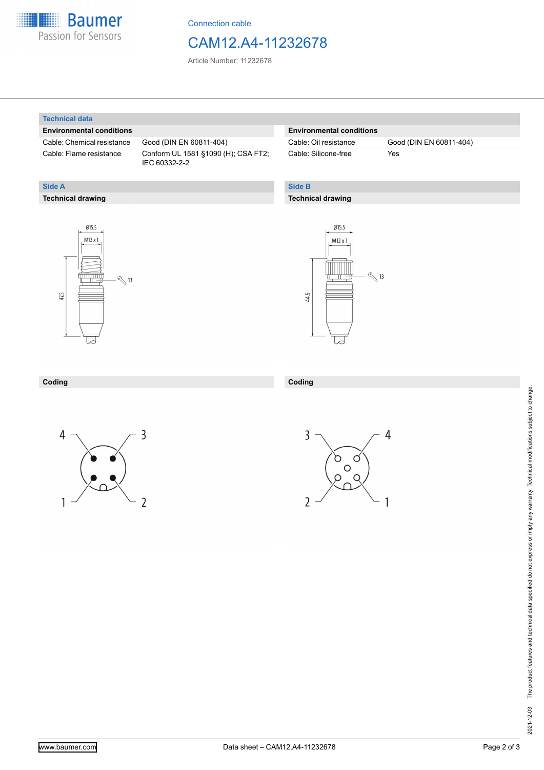Connection cable

# CAM12.A4-11232678

Article Number: 11232678

## Technical data

| Environmental conditions | |
|---|---|
| Cable: Chemical resistance | Good (DIN EN 60811-404) |
| Cable: Flame resistance | Conform UL 1581 §1090 (H); CSA FT2; IEC 60332-2-2 |
| Cable: Oil resistance | Good (DIN EN 60811-404) |
| Cable: Silicone-free | Yes |

## Side A

### Technical drawing

Ø15.5

M12 x 1

13

47.5

### Coding

4, 3, 1, 2

## Side B

### Technical drawing

Ø15.5

M12 x 1

13

44.5

### Coding

3, 4, 2, 1

The product features and technical data specified do not express or imply any warranty. Technical modifications subject to change.

2021-12-03

www.baumer.com

Data sheet – CAM12.A4-11232678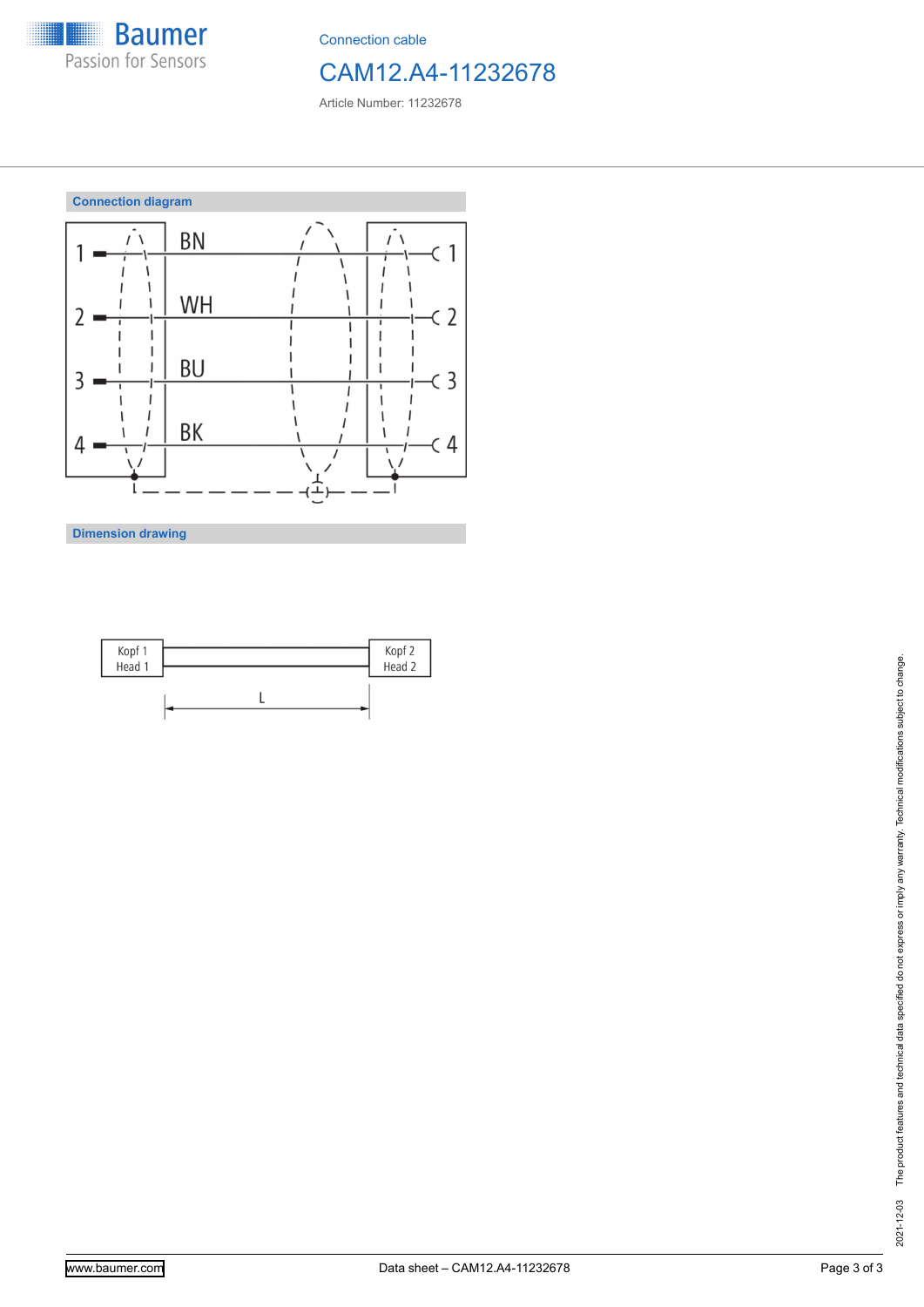Connection cable

# CAM12.A4-11232678

Article Number: 11232678

## Connection diagram

1 BN 1
2 WH 2
3 BU 3
4 BK 4

## Dimension drawing

Kopf 1
Head 1

Kopf 2
Head 2

L

2021-12-03 The product features and technical data specified do not express or imply any warranty. Technical modifications subject to change.